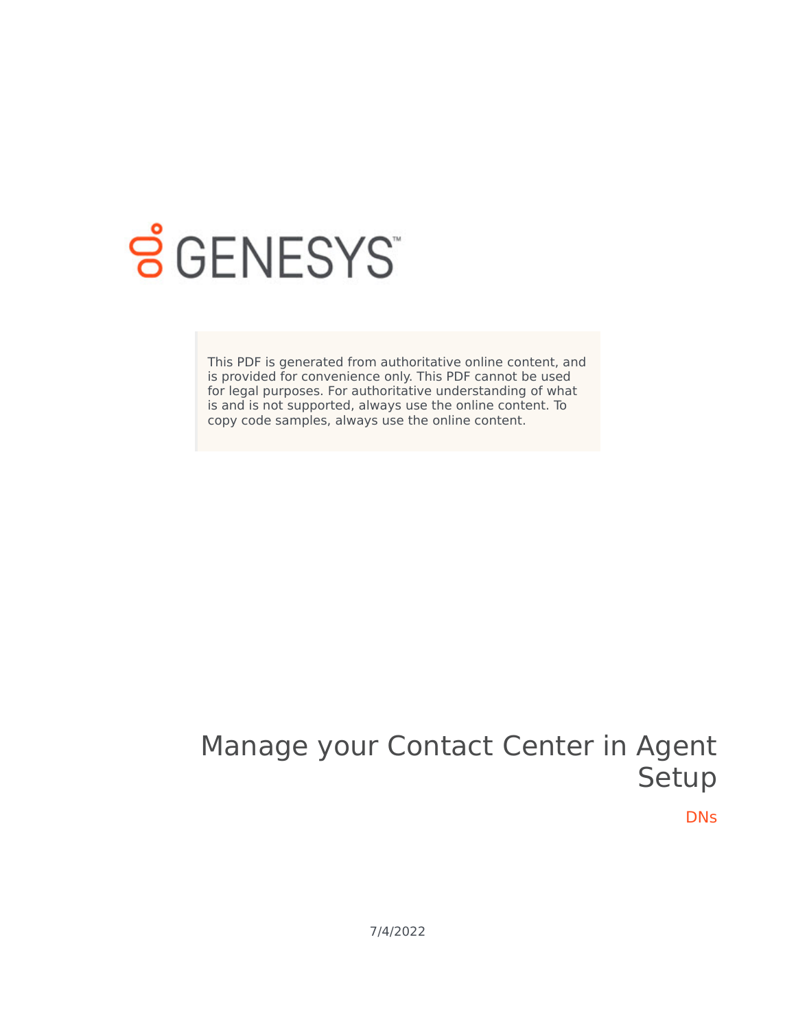GENESYS

This PDF is generated from authoritative online content, and is provided for convenience only. This PDF cannot be used for legal purposes. For authoritative understanding of what is and is not supported, always use the online content. To copy code samples, always use the online content.

# Manage your Contact Center in Agent Setup

DNs

7/4/2022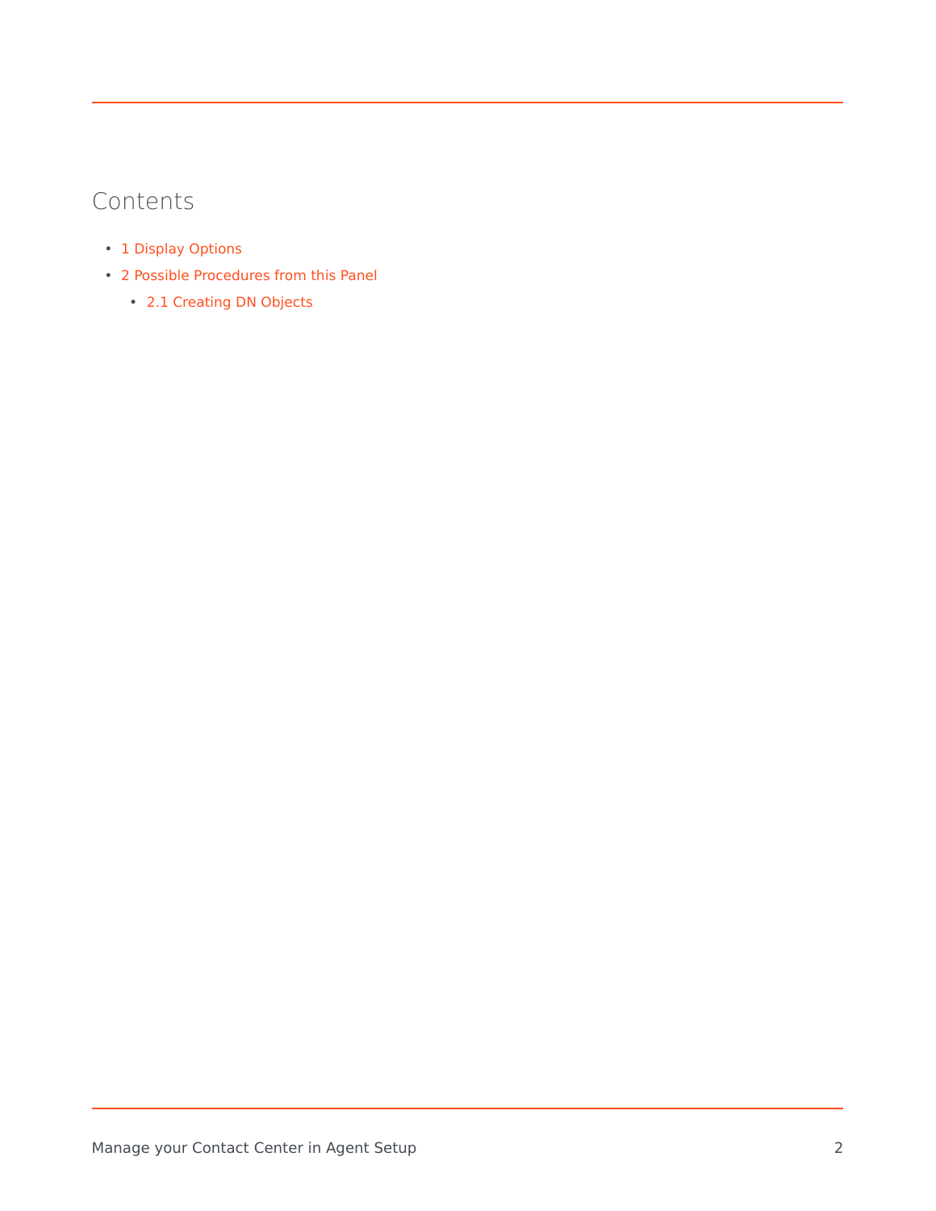## Contents

- 1 Display Options
- 2 Possible Procedures from this Panel
  - 2.1 Creating DN Objects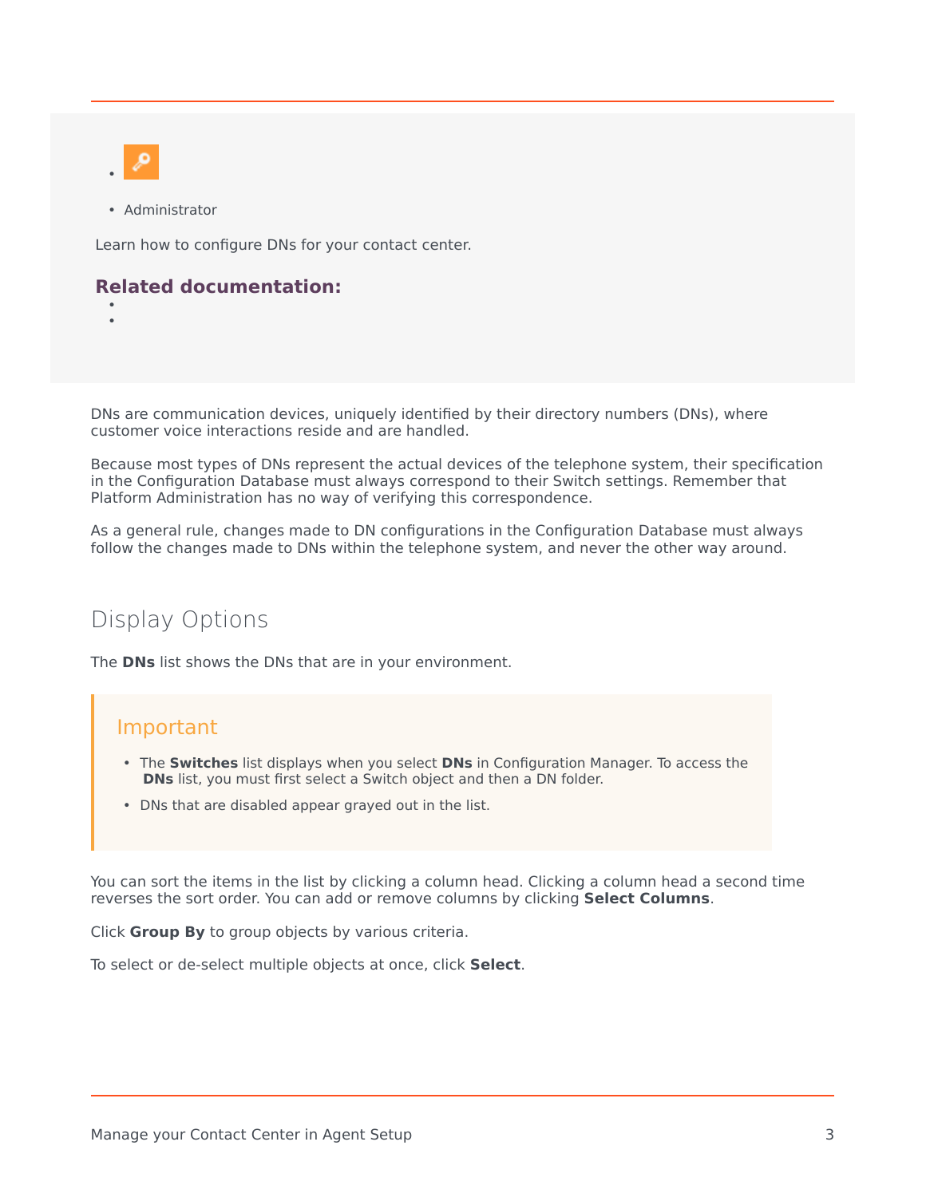- Administrator

Learn how to configure DNs for your contact center.

**Related documentation:**

DNs are communication devices, uniquely identified by their directory numbers (DNs), where customer voice interactions reside and are handled.

Because most types of DNs represent the actual devices of the telephone system, their specification in the Configuration Database must always correspond to their Switch settings. Remember that Platform Administration has no way of verifying this correspondence.

As a general rule, changes made to DN configurations in the Configuration Database must always follow the changes made to DNs within the telephone system, and never the other way around.

## Display Options

The **DNs** list shows the DNs that are in your environment.

> **Important**
>
> - The **Switches** list displays when you select **DNs** in Configuration Manager. To access the **DNs** list, you must first select a Switch object and then a DN folder.
> - DNs that are disabled appear grayed out in the list.

You can sort the items in the list by clicking a column head. Clicking a column head a second time reverses the sort order. You can add or remove columns by clicking **Select Columns**.

Click **Group By** to group objects by various criteria.

To select or de-select multiple objects at once, click **Select**.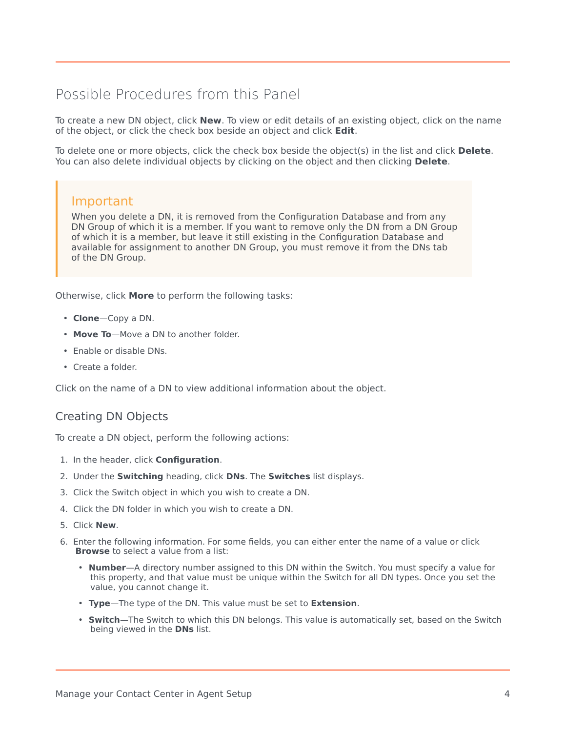## Possible Procedures from this Panel

To create a new DN object, click **New**. To view or edit details of an existing object, click on the name of the object, or click the check box beside an object and click **Edit**.

To delete one or more objects, click the check box beside the object(s) in the list and click **Delete**. You can also delete individual objects by clicking on the object and then clicking **Delete**.

> **Important**
> When you delete a DN, it is removed from the Configuration Database and from any DN Group of which it is a member. If you want to remove only the DN from a DN Group of which it is a member, but leave it still existing in the Configuration Database and available for assignment to another DN Group, you must remove it from the DNs tab of the DN Group.

Otherwise, click **More** to perform the following tasks:

- **Clone**—Copy a DN.
- **Move To**—Move a DN to another folder.
- Enable or disable DNs.
- Create a folder.

Click on the name of a DN to view additional information about the object.

### Creating DN Objects

To create a DN object, perform the following actions:

1. In the header, click **Configuration**.
2. Under the **Switching** heading, click **DNs**. The **Switches** list displays.
3. Click the Switch object in which you wish to create a DN.
4. Click the DN folder in which you wish to create a DN.
5. Click **New**.
6. Enter the following information. For some fields, you can either enter the name of a value or click **Browse** to select a value from a list:
   - **Number**—A directory number assigned to this DN within the Switch. You must specify a value for this property, and that value must be unique within the Switch for all DN types. Once you set the value, you cannot change it.
   - **Type**—The type of the DN. This value must be set to **Extension**.
   - **Switch**—The Switch to which this DN belongs. This value is automatically set, based on the Switch being viewed in the **DNs** list.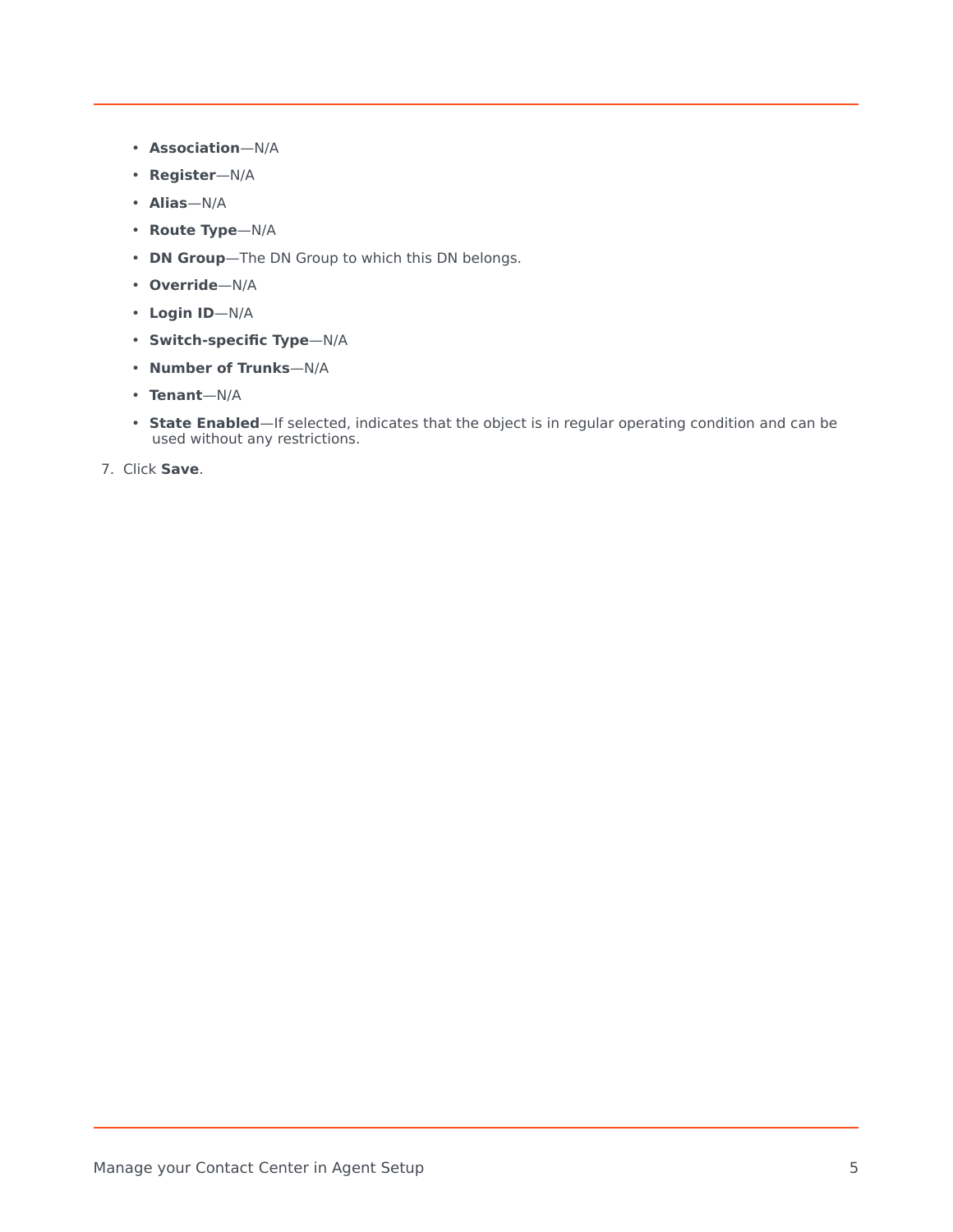- **Association**—N/A
- **Register**—N/A
- **Alias**—N/A
- **Route Type**—N/A
- **DN Group**—The DN Group to which this DN belongs.
- **Override**—N/A
- **Login ID**—N/A
- **Switch-specific Type**—N/A
- **Number of Trunks**—N/A
- **Tenant**—N/A
- **State Enabled**—If selected, indicates that the object is in regular operating condition and can be used without any restrictions.

7. Click **Save**.